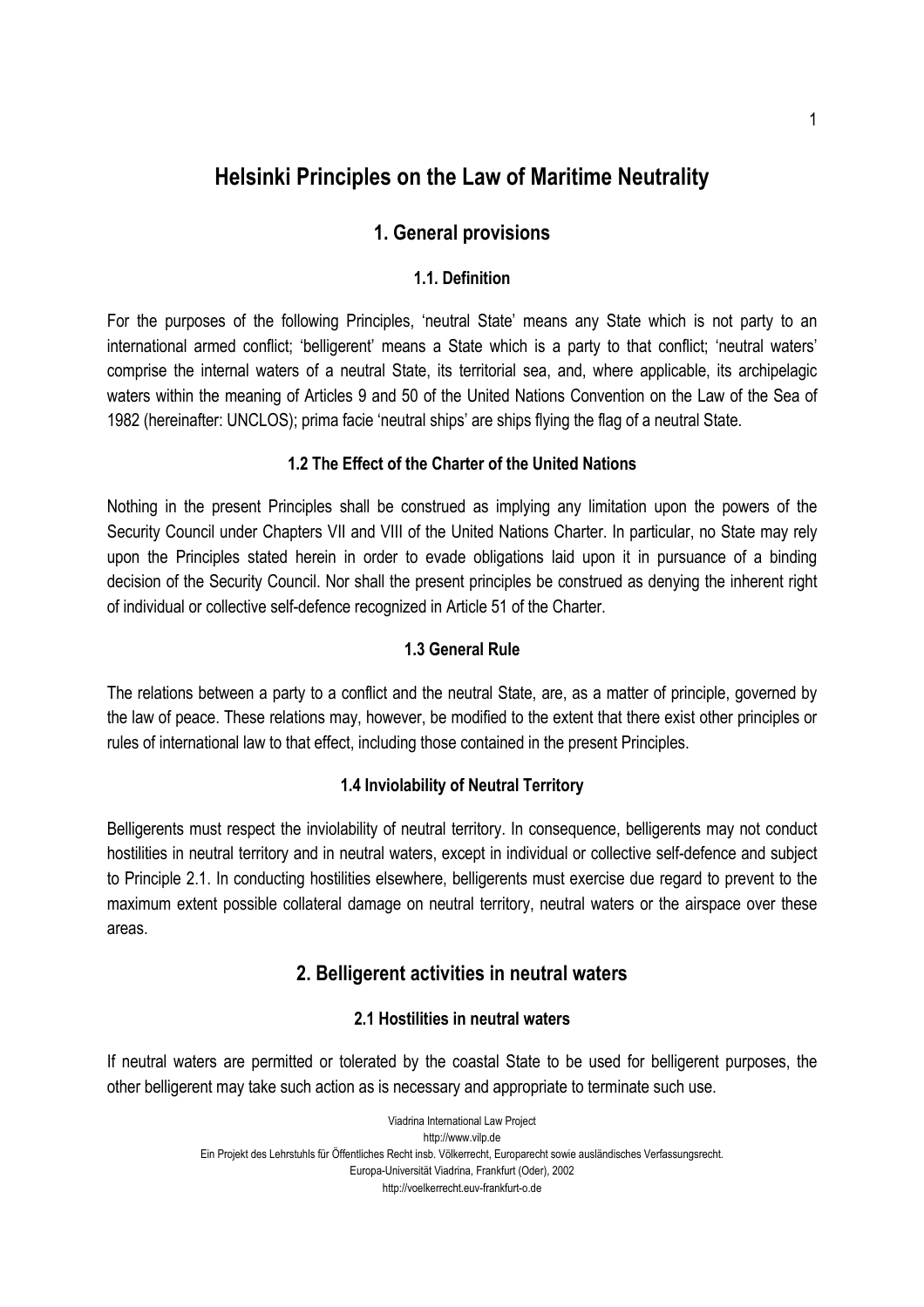# Helsinki Principles on the Law of Maritime Neutrality

## 1. General provisions

### 1.1. Definition

For the purposes of the following Principles, 'neutral State' means any State which is not party to an international armed conflict; 'belligerent' means a State which is a party to that conflict; 'neutral waters' comprise the internal waters of a neutral State, its territorial sea, and, where applicable, its archipelagic waters within the meaning of Articles 9 and 50 of the United Nations Convention on the Law of the Sea of 1982 (hereinafter: UNCLOS); prima facie 'neutral ships' are ships flying the flag of a neutral State.

### 1.2 The Effect of the Charter of the United Nations

Nothing in the present Principles shall be construed as implying any limitation upon the powers of the Security Council under Chapters VII and VIII of the United Nations Charter. In particular, no State may rely upon the Principles stated herein in order to evade obligations laid upon it in pursuance of a binding decision of the Security Council. Nor shall the present principles be construed as denying the inherent right of individual or collective self-defence recognized in Article 51 of the Charter.

### 1.3 General Rule

The relations between a party to a conflict and the neutral State, are, as a matter of principle, governed by the law of peace. These relations may, however, be modified to the extent that there exist other principles or rules of international law to that effect, including those contained in the present Principles.

### 1.4 Inviolability of Neutral Territory

Belligerents must respect the inviolability of neutral territory. In consequence, belligerents may not conduct hostilities in neutral territory and in neutral waters, except in individual or collective self-defence and subject to Principle 2.1. In conducting hostilities elsewhere, belligerents must exercise due regard to prevent to the maximum extent possible collateral damage on neutral territory, neutral waters or the airspace over these areas.

## 2. Belligerent activities in neutral waters

### 2.1 Hostilities in neutral waters

If neutral waters are permitted or tolerated by the coastal State to be used for belligerent purposes, the other belligerent may take such action as is necessary and appropriate to terminate such use.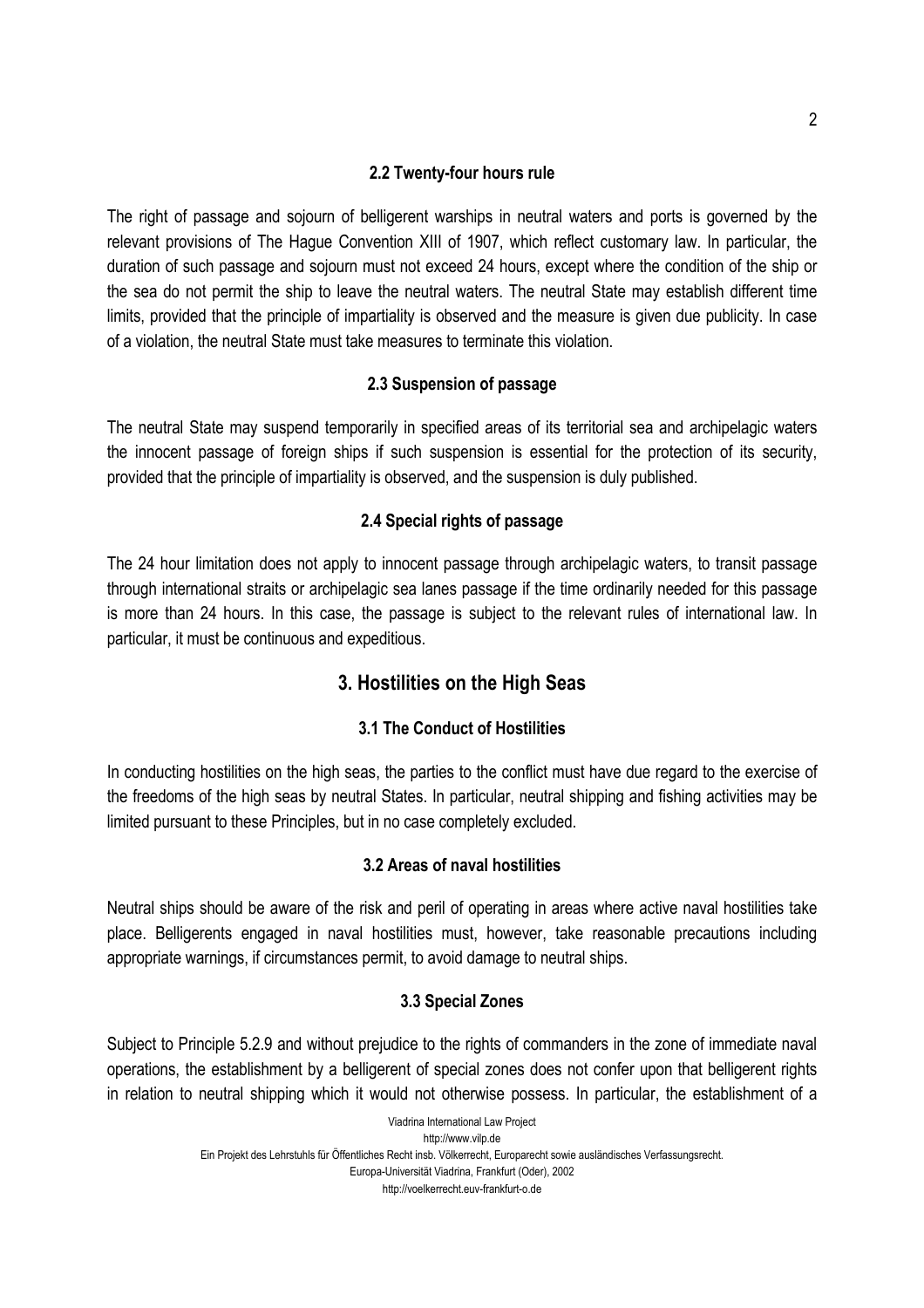### 2.2 Twenty-four hours rule

The right of passage and sojourn of belligerent warships in neutral waters and ports is governed by the relevant provisions of The Hague Convention XIII of 1907, which reflect customary law. In particular, the duration of such passage and sojourn must not exceed 24 hours, except where the condition of the ship or the sea do not permit the ship to leave the neutral waters. The neutral State may establish different time limits, provided that the principle of impartiality is observed and the measure is given due publicity. In case of a violation, the neutral State must take measures to terminate this violation.

### 2.3 Suspension of passage

The neutral State may suspend temporarily in specified areas of its territorial sea and archipelagic waters the innocent passage of foreign ships if such suspension is essential for the protection of its security, provided that the principle of impartiality is observed, and the suspension is duly published.

### 2.4 Special rights of passage

The 24 hour limitation does not apply to innocent passage through archipelagic waters, to transit passage through international straits or archipelagic sea lanes passage if the time ordinarily needed for this passage is more than 24 hours. In this case, the passage is subject to the relevant rules of international law. In particular, it must be continuous and expeditious.

## 3. Hostilities on the High Seas

### 3.1 The Conduct of Hostilities

In conducting hostilities on the high seas, the parties to the conflict must have due regard to the exercise of the freedoms of the high seas by neutral States. In particular, neutral shipping and fishing activities may be limited pursuant to these Principles, but in no case completely excluded.

### 3.2 Areas of naval hostilities

Neutral ships should be aware of the risk and peril of operating in areas where active naval hostilities take place. Belligerents engaged in naval hostilities must, however, take reasonable precautions including appropriate warnings, if circumstances permit, to avoid damage to neutral ships.

### 3.3 Special Zones

Subject to Principle 5.2.9 and without prejudice to the rights of commanders in the zone of immediate naval operations, the establishment by a belligerent of special zones does not confer upon that belligerent rights in relation to neutral shipping which it would not otherwise possess. In particular, the establishment of a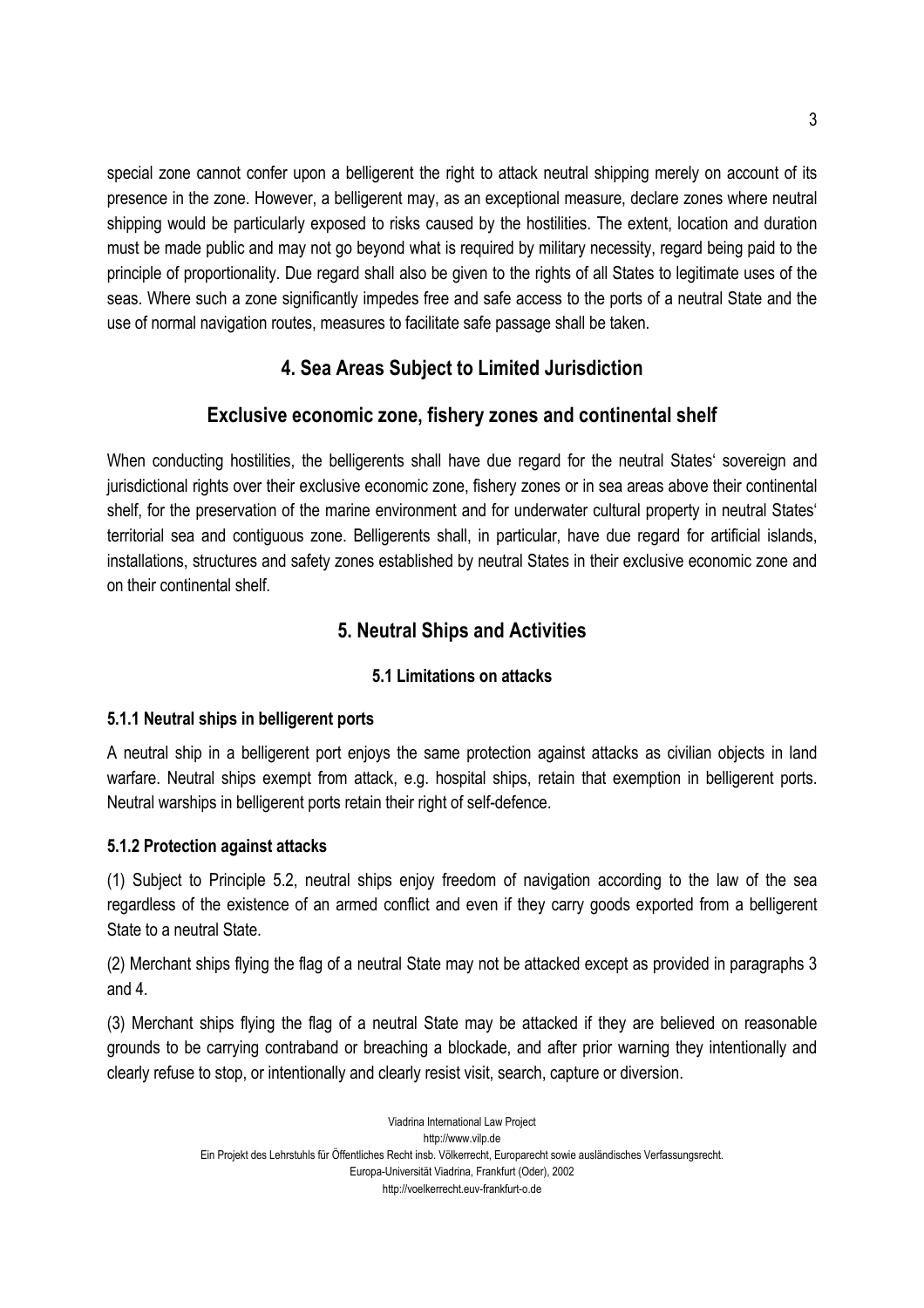special zone cannot confer upon a belligerent the right to attack neutral shipping merely on account of its presence in the zone. However, a belligerent may, as an exceptional measure, declare zones where neutral shipping would be particularly exposed to risks caused by the hostilities. The extent, location and duration must be made public and may not go beyond what is required by military necessity, regard being paid to the principle of proportionality. Due regard shall also be given to the rights of all States to legitimate uses of the seas. Where such a zone significantly impedes free and safe access to the ports of a neutral State and the use of normal navigation routes, measures to facilitate safe passage shall be taken.

## 4. Sea Areas Subject to Limited Jurisdiction

## Exclusive economic zone, fishery zones and continental shelf

When conducting hostilities, the belligerents shall have due regard for the neutral States' sovereign and jurisdictional rights over their exclusive economic zone, fishery zones or in sea areas above their continental shelf, for the preservation of the marine environment and for underwater cultural property in neutral States' territorial sea and contiguous zone. Belligerents shall, in particular, have due regard for artificial islands, installations, structures and safety zones established by neutral States in their exclusive economic zone and on their continental shelf.

## 5. Neutral Ships and Activities

### 5.1 Limitations on attacks

#### 5.1.1 Neutral ships in belligerent ports

A neutral ship in a belligerent port enjoys the same protection against attacks as civilian objects in land warfare. Neutral ships exempt from attack, e.g. hospital ships, retain that exemption in belligerent ports. Neutral warships in belligerent ports retain their right of self-defence.

#### 5.1.2 Protection against attacks

(1) Subject to Principle 5.2, neutral ships enjoy freedom of navigation according to the law of the sea regardless of the existence of an armed conflict and even if they carry goods exported from a belligerent State to a neutral State.

(2) Merchant ships flying the flag of a neutral State may not be attacked except as provided in paragraphs 3 and 4.

(3) Merchant ships flying the flag of a neutral State may be attacked if they are believed on reasonable grounds to be carrying contraband or breaching a blockade, and after prior warning they intentionally and clearly refuse to stop, or intentionally and clearly resist visit, search, capture or diversion.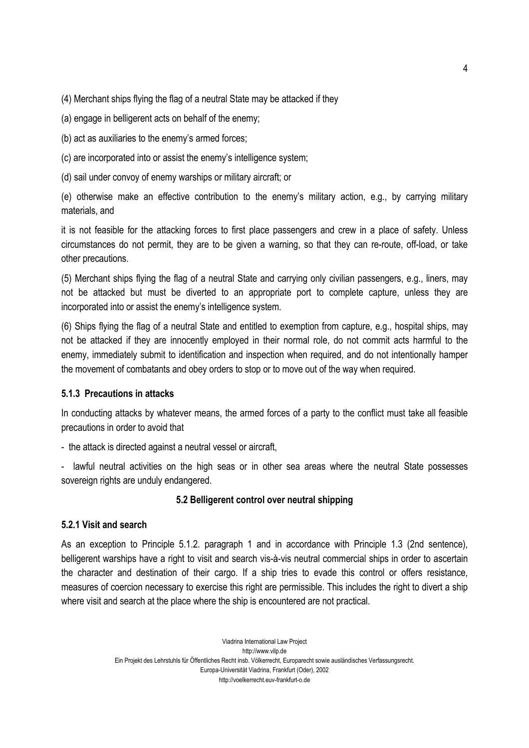(4) Merchant ships flying the flag of a neutral State may be attacked if they

(a) engage in belligerent acts on behalf of the enemy;

(b) act as auxiliaries to the enemy's armed forces;

(c) are incorporated into or assist the enemy's intelligence system;

(d) sail under convoy of enemy warships or military aircraft; or

(e) otherwise make an effective contribution to the enemy's military action, e.g., by carrying military materials, and

it is not feasible for the attacking forces to first place passengers and crew in a place of safety. Unless circumstances do not permit, they are to be given a warning, so that they can re-route, off-load, or take other precautions.

(5) Merchant ships flying the flag of a neutral State and carrying only civilian passengers, e.g., liners, may not be attacked but must be diverted to an appropriate port to complete capture, unless they are incorporated into or assist the enemy's intelligence system.

(6) Ships flying the flag of a neutral State and entitled to exemption from capture, e.g., hospital ships, may not be attacked if they are innocently employed in their normal role, do not commit acts harmful to the enemy, immediately submit to identification and inspection when required, and do not intentionally hamper the movement of combatants and obey orders to stop or to move out of the way when required.

### 5.1.3 Precautions in attacks

In conducting attacks by whatever means, the armed forces of a party to the conflict must take all feasible precautions in order to avoid that

- the attack is directed against a neutral vessel or aircraft,
- lawful neutral activities on the high seas or in other sea areas where the neutral State possesses sovereign rights are unduly endangered.

## 5.2 Belligerent control over neutral shipping

### 5.2.1 Visit and search

As an exception to Principle 5.1.2. paragraph 1 and in accordance with Principle 1.3 (2nd sentence), belligerent warships have a right to visit and search vis-à-vis neutral commercial ships in order to ascertain the character and destination of their cargo. If a ship tries to evade this control or offers resistance, measures of coercion necessary to exercise this right are permissible. This includes the right to divert a ship where visit and search at the place where the ship is encountered are not practical.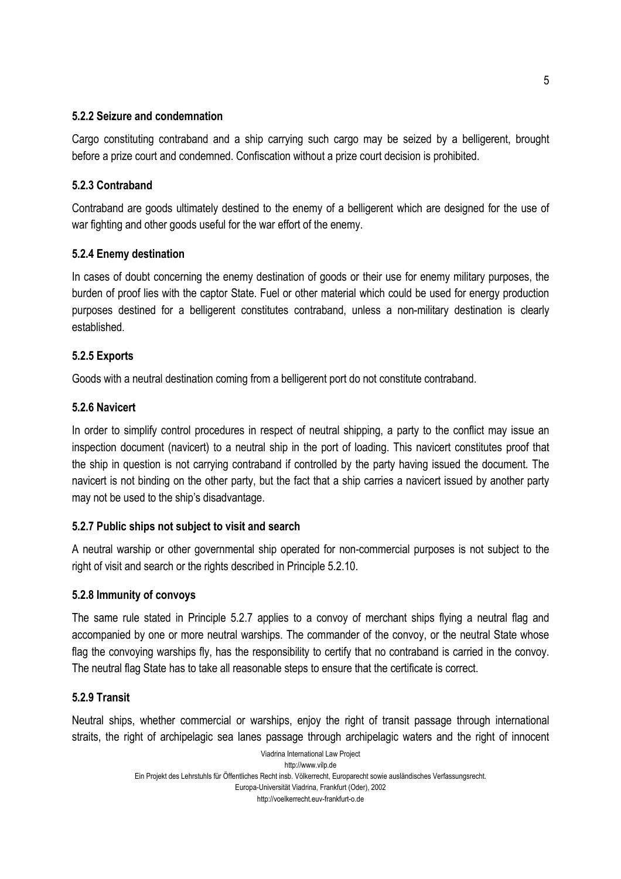#### 5.2.2 Seizure and condemnation

Cargo constituting contraband and a ship carrying such cargo may be seized by a belligerent, brought before a prize court and condemned. Confiscation without a prize court decision is prohibited.

#### 5.2.3 Contraband

Contraband are goods ultimately destined to the enemy of a belligerent which are designed for the use of war fighting and other goods useful for the war effort of the enemy.

#### 5.2.4 Enemy destination

In cases of doubt concerning the enemy destination of goods or their use for enemy military purposes, the burden of proof lies with the captor State. Fuel or other material which could be used for energy production purposes destined for a belligerent constitutes contraband, unless a non-military destination is clearly established.

#### 5.2.5 Exports

Goods with a neutral destination coming from a belligerent port do not constitute contraband.

#### 5.2.6 Navicert

In order to simplify control procedures in respect of neutral shipping, a party to the conflict may issue an inspection document (navicert) to a neutral ship in the port of loading. This navicert constitutes proof that the ship in question is not carrying contraband if controlled by the party having issued the document. The navicert is not binding on the other party, but the fact that a ship carries a navicert issued by another party may not be used to the ship's disadvantage.

#### 5.2.7 Public ships not subject to visit and search

A neutral warship or other governmental ship operated for non-commercial purposes is not subject to the right of visit and search or the rights described in Principle 5.2.10.

#### 5.2.8 Immunity of convoys

The same rule stated in Principle 5.2.7 applies to a convoy of merchant ships flying a neutral flag and accompanied by one or more neutral warships. The commander of the convoy, or the neutral State whose flag the convoying warships fly, has the responsibility to certify that no contraband is carried in the convoy. The neutral flag State has to take all reasonable steps to ensure that the certificate is correct.

#### 5.2.9 Transit

Neutral ships, whether commercial or warships, enjoy the right of transit passage through international straits, the right of archipelagic sea lanes passage through archipelagic waters and the right of innocent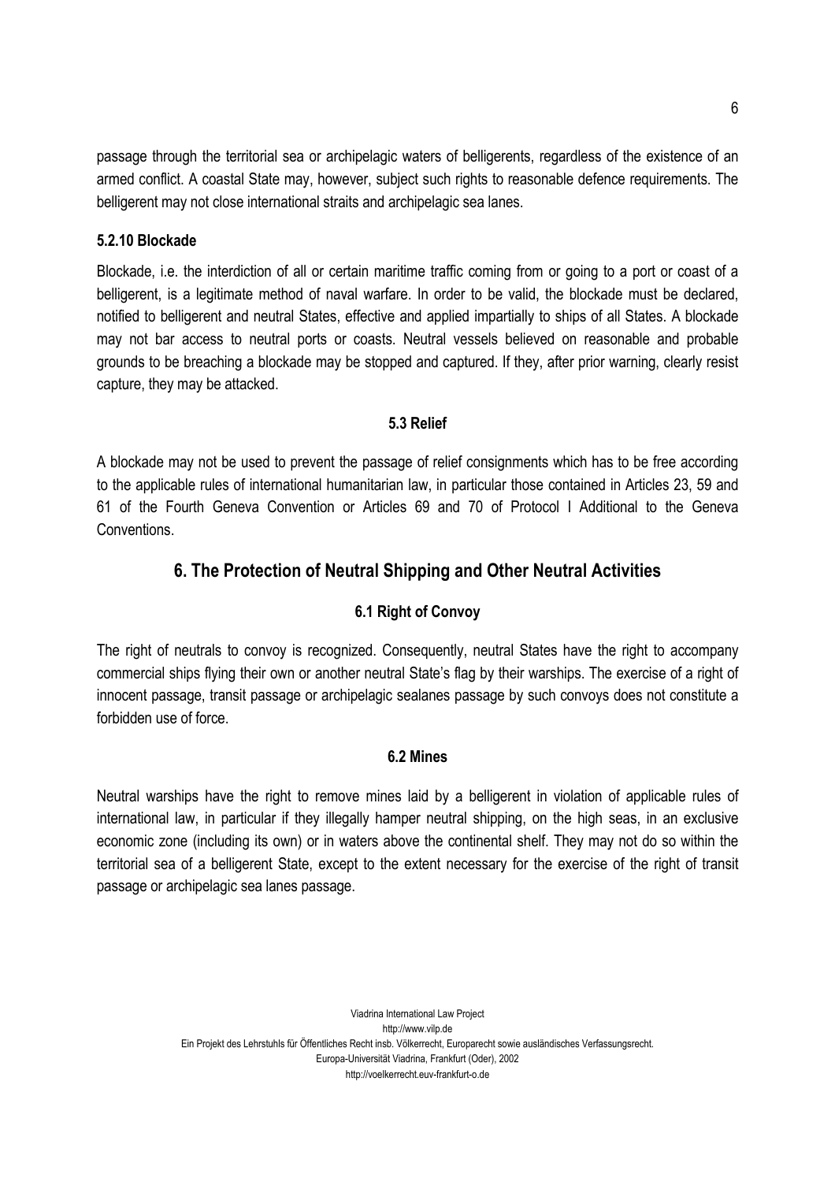passage through the territorial sea or archipelagic waters of belligerents, regardless of the existence of an armed conflict. A coastal State may, however, subject such rights to reasonable defence requirements. The belligerent may not close international straits and archipelagic sea lanes.

#### 5.2.10 Blockade

Blockade, i.e. the interdiction of all or certain maritime traffic coming from or going to a port or coast of a belligerent, is a legitimate method of naval warfare. In order to be valid, the blockade must be declared, notified to belligerent and neutral States, effective and applied impartially to ships of all States. A blockade may not bar access to neutral ports or coasts. Neutral vessels believed on reasonable and probable grounds to be breaching a blockade may be stopped and captured. If they, after prior warning, clearly resist capture, they may be attacked.

### 5.3 Relief

A blockade may not be used to prevent the passage of relief consignments which has to be free according to the applicable rules of international humanitarian law, in particular those contained in Articles 23, 59 and 61 of the Fourth Geneva Convention or Articles 69 and 70 of Protocol I Additional to the Geneva Conventions.

## 6. The Protection of Neutral Shipping and Other Neutral Activities

### 6.1 Right of Convoy

The right of neutrals to convoy is recognized. Consequently, neutral States have the right to accompany commercial ships flying their own or another neutral State's flag by their warships. The exercise of a right of innocent passage, transit passage or archipelagic sealanes passage by such convoys does not constitute a forbidden use of force.

### 6.2 Mines

Neutral warships have the right to remove mines laid by a belligerent in violation of applicable rules of international law, in particular if they illegally hamper neutral shipping, on the high seas, in an exclusive economic zone (including its own) or in waters above the continental shelf. They may not do so within the territorial sea of a belligerent State, except to the extent necessary for the exercise of the right of transit passage or archipelagic sea lanes passage.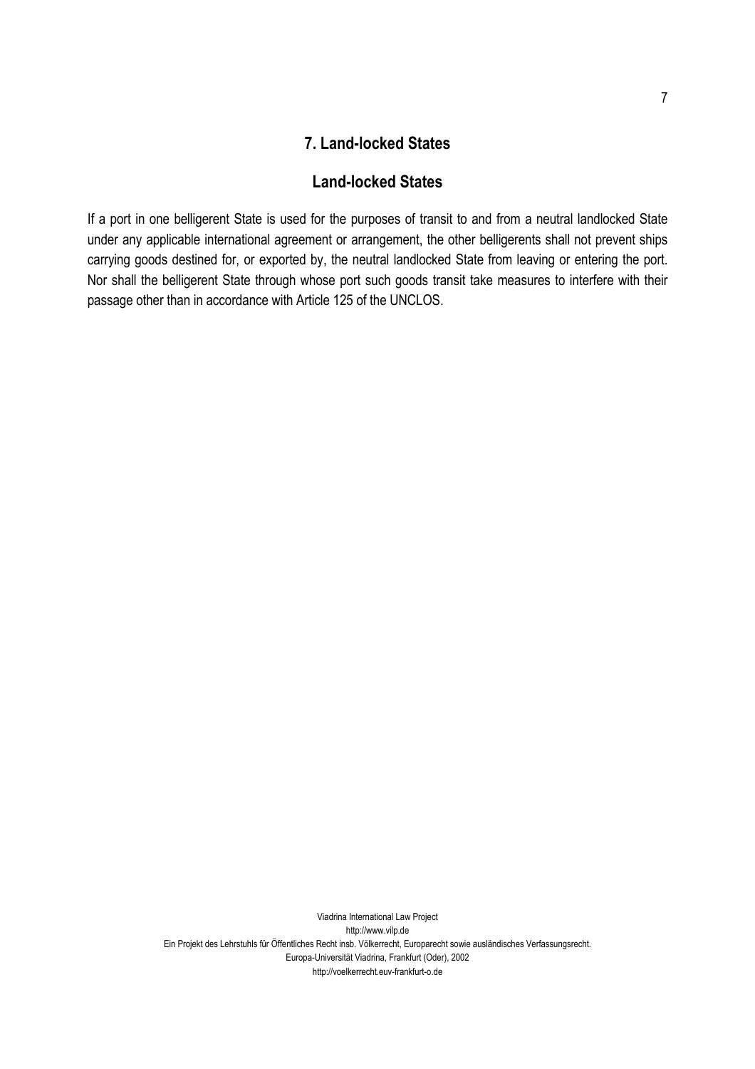## 7. Land-locked States

### Land-locked States

If a port in one belligerent State is used for the purposes of transit to and from a neutral landlocked State under any applicable international agreement or arrangement, the other belligerents shall not prevent ships carrying goods destined for, or exported by, the neutral landlocked State from leaving or entering the port. Nor shall the belligerent State through whose port such goods transit take measures to interfere with their passage other than in accordance with Article 125 of the UNCLOS.